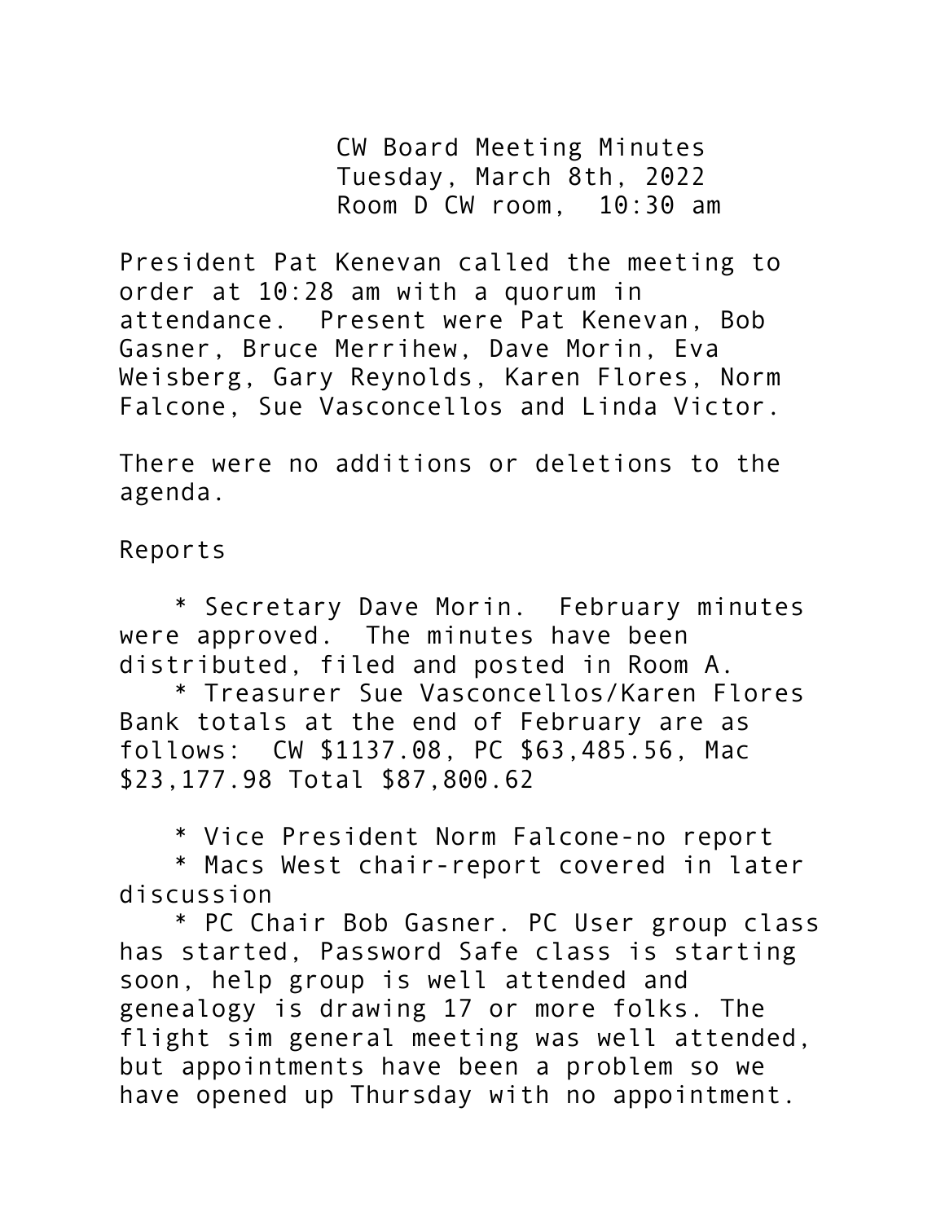CW Board Meeting Minutes
Tuesday, March 8th, 2022
Room D CW room,  10:30 am

President Pat Kenevan called the meeting to order at 10:28 am with a quorum in attendance.  Present were Pat Kenevan, Bob Gasner, Bruce Merrihew, Dave Morin, Eva Weisberg, Gary Reynolds, Karen Flores, Norm Falcone, Sue Vasconcellos and Linda Victor.

There were no additions or deletions to the agenda.

Reports

* Secretary Dave Morin.  February minutes were approved.  The minutes have been distributed, filed and posted in Room A.
* Treasurer Sue Vasconcellos/Karen Flores Bank totals at the end of February are as follows:  CW $1137.08, PC $63,485.56, Mac $23,177.98 Total $87,800.62

* Vice President Norm Falcone-no report
* Macs West chair-report covered in later discussion
* PC Chair Bob Gasner. PC User group class has started, Password Safe class is starting soon, help group is well attended and genealogy is drawing 17 or more folks. The flight sim general meeting was well attended, but appointments have been a problem so we have opened up Thursday with no appointment.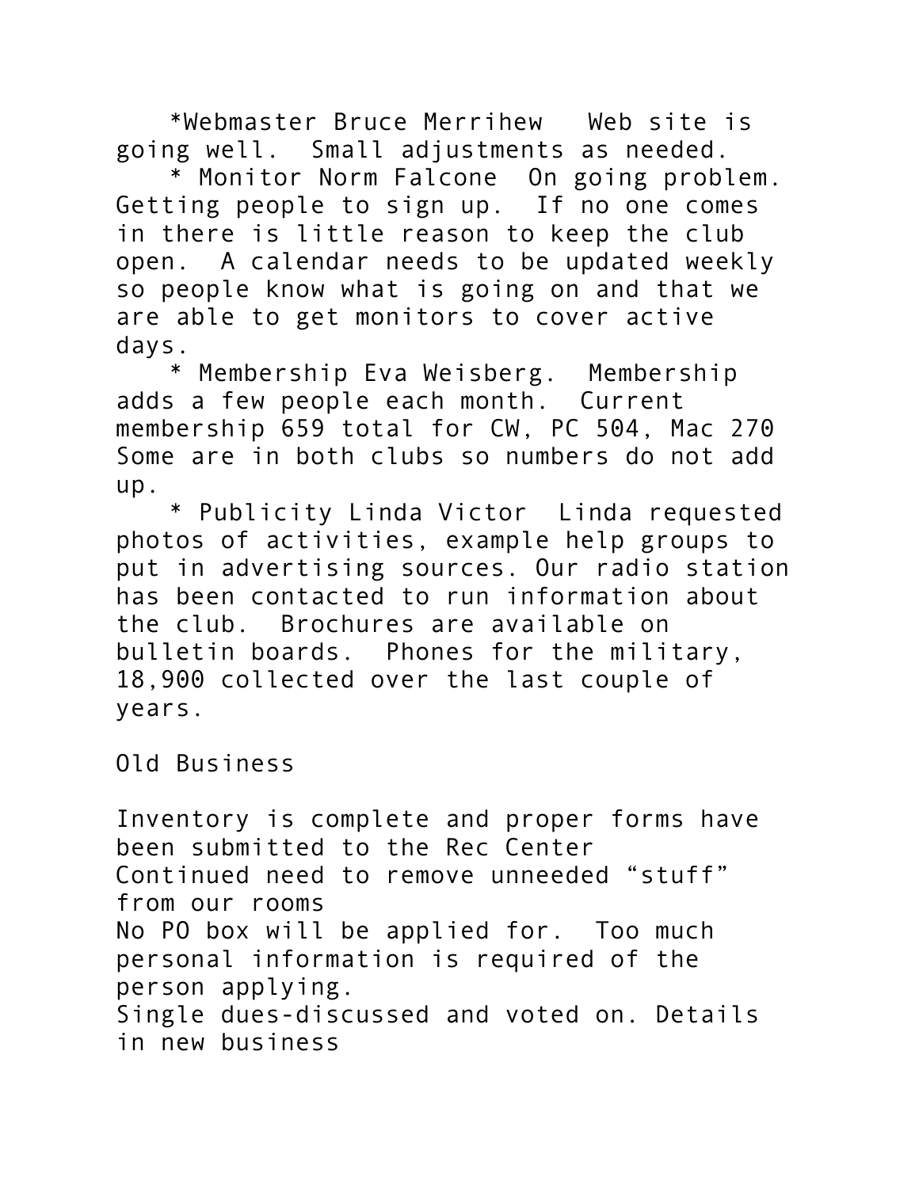*Webmaster Bruce Merrihew   Web site is going well.  Small adjustments as needed.

* Monitor Norm Falcone  On going problem. Getting people to sign up.  If no one comes in there is little reason to keep the club open.  A calendar needs to be updated weekly so people know what is going on and that we are able to get monitors to cover active days.

* Membership Eva Weisberg.  Membership adds a few people each month.  Current membership 659 total for CW, PC 504, Mac 270 Some are in both clubs so numbers do not add up.

* Publicity Linda Victor  Linda requested photos of activities, example help groups to put in advertising sources. Our radio station has been contacted to run information about the club.  Brochures are available on bulletin boards.  Phones for the military, 18,900 collected over the last couple of years.

Old Business

Inventory is complete and proper forms have been submitted to the Rec Center
Continued need to remove unneeded “stuff” from our rooms
No PO box will be applied for.  Too much personal information is required of the person applying.
Single dues-discussed and voted on. Details in new business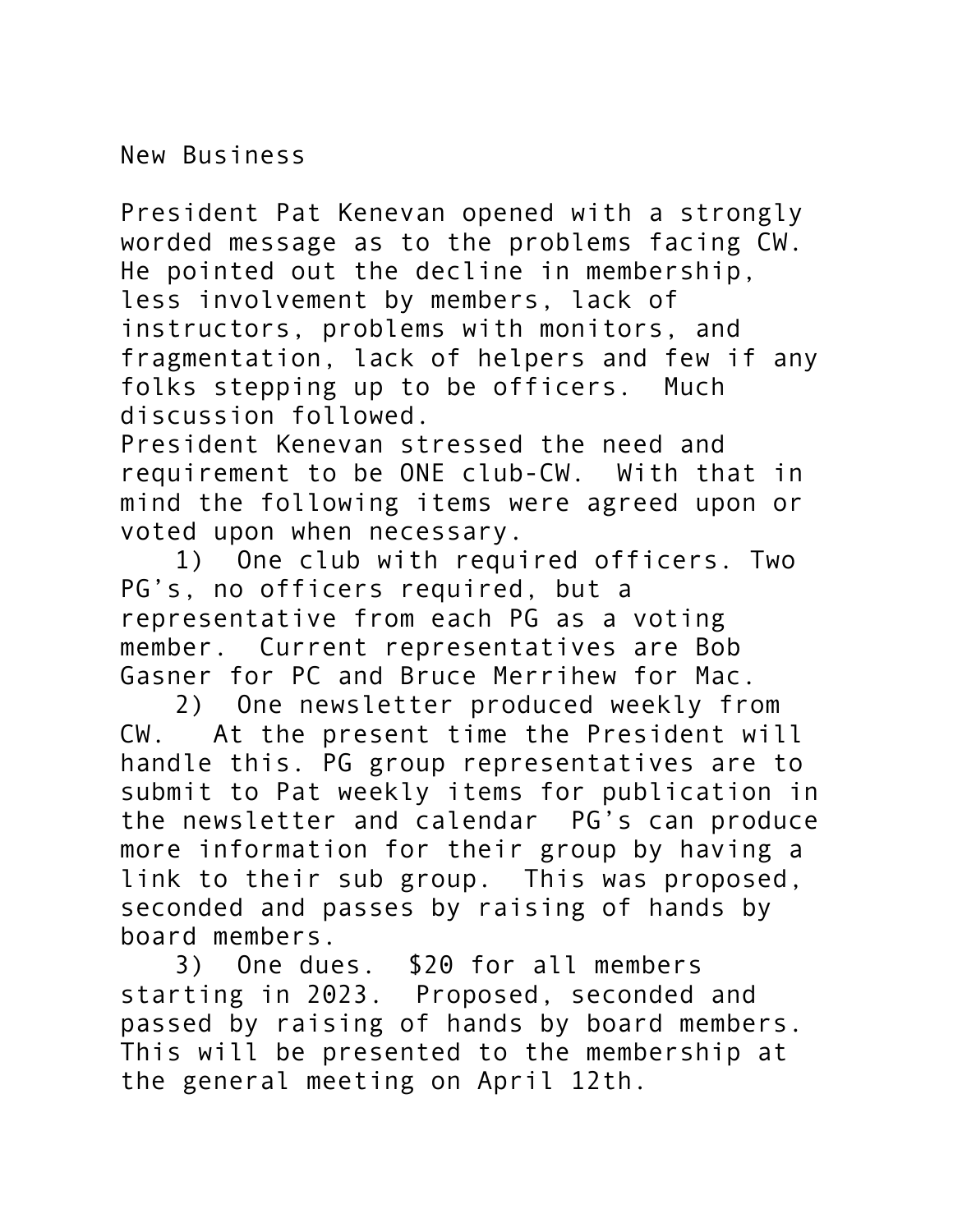## New Business

President Pat Kenevan opened with a strongly worded message as to the problems facing CW. He pointed out the decline in membership, less involvement by members, lack of instructors, problems with monitors, and fragmentation, lack of helpers and few if any folks stepping up to be officers. Much discussion followed.

President Kenevan stressed the need and requirement to be ONE club-CW. With that in mind the following items were agreed upon or voted upon when necessary.

1) One club with required officers. Two PG's, no officers required, but a representative from each PG as a voting member. Current representatives are Bob Gasner for PC and Bruce Merrihew for Mac.
2) One newsletter produced weekly from CW. At the present time the President will handle this. PG group representatives are to submit to Pat weekly items for publication in the newsletter and calendar PG's can produce more information for their group by having a link to their sub group. This was proposed, seconded and passes by raising of hands by board members.
3) One dues. $20 for all members starting in 2023. Proposed, seconded and passed by raising of hands by board members. This will be presented to the membership at the general meeting on April 12th.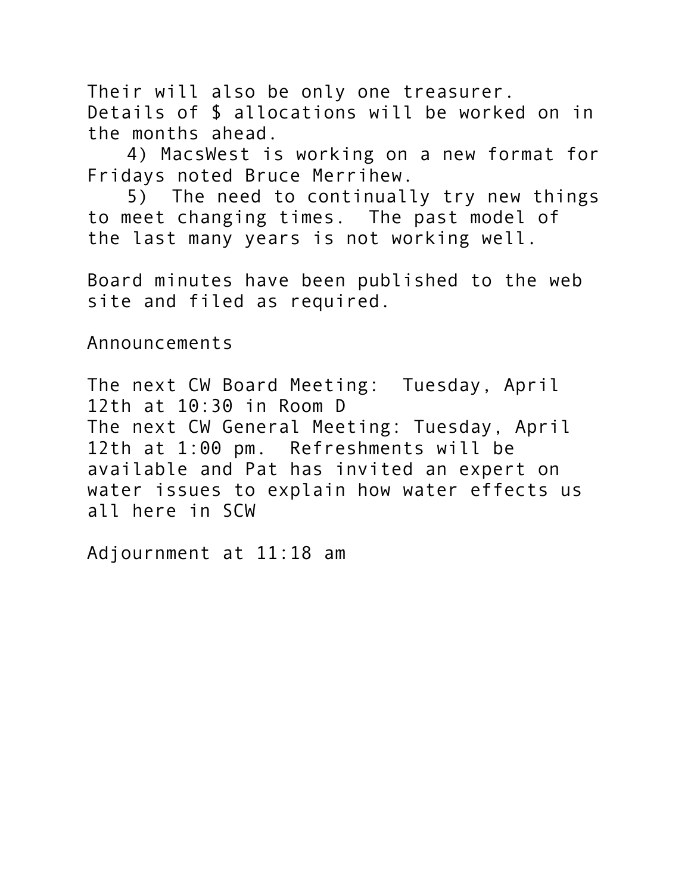Their will also be only one treasurer. Details of $ allocations will be worked on in the months ahead.

4) MacsWest is working on a new format for Fridays noted Bruce Merrihew.

5) The need to continually try new things to meet changing times. The past model of the last many years is not working well.

Board minutes have been published to the web site and filed as required.

Announcements

The next CW Board Meeting: Tuesday, April 12th at 10:30 in Room D
The next CW General Meeting: Tuesday, April 12th at 1:00 pm. Refreshments will be available and Pat has invited an expert on water issues to explain how water effects us all here in SCW

Adjournment at 11:18 am